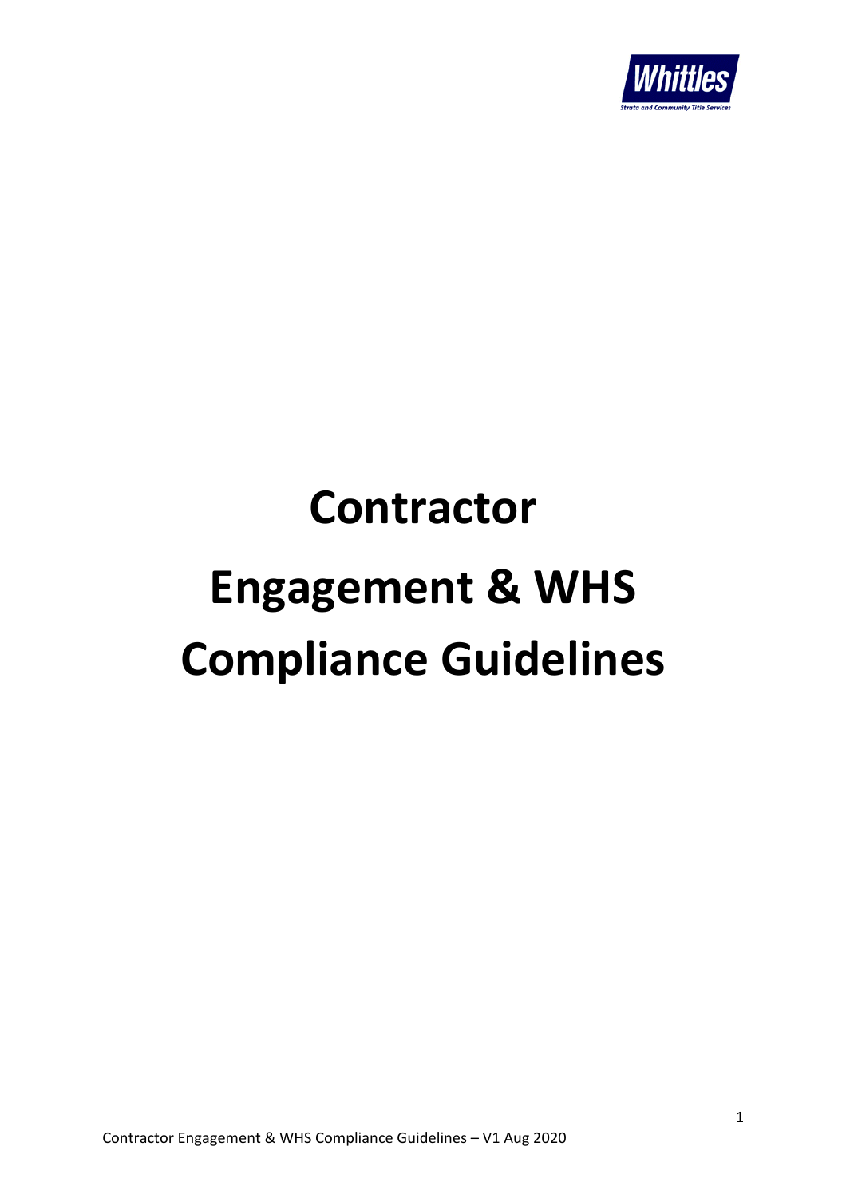# Contractor Engagement & WHS Compliance Guidelines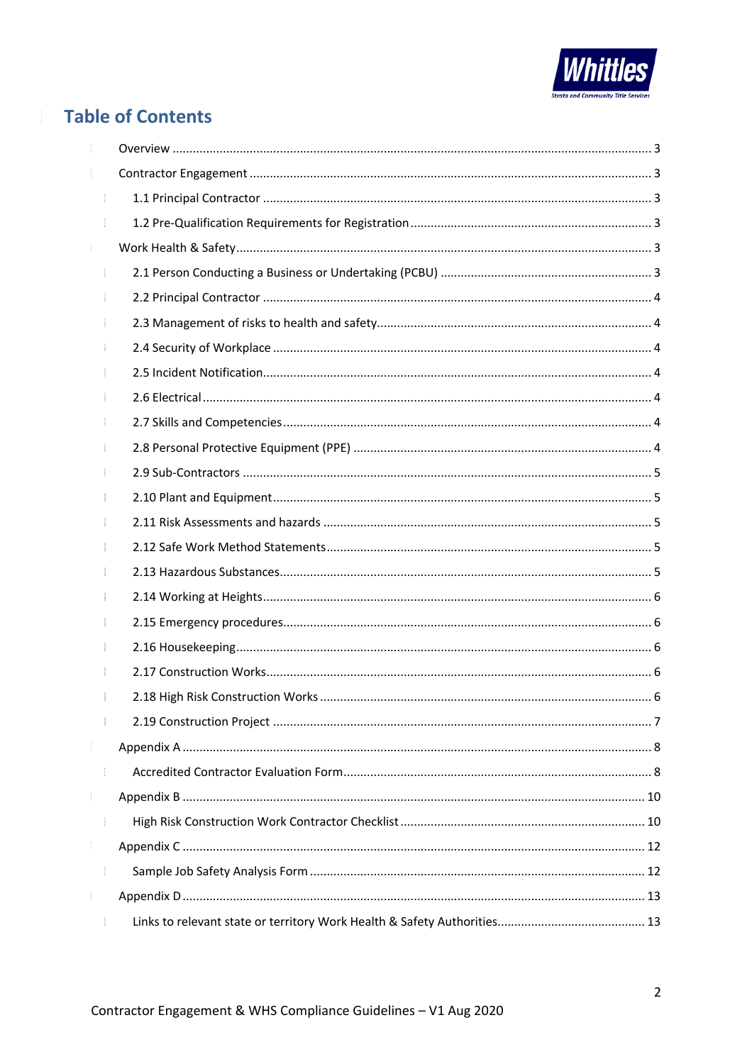## Table of Contents

- Overview ........ 3
- Contractor Engagement ........ 3
  - 1.1 Principal Contractor ........ 3
  - 1.2 Pre-Qualification Requirements for Registration ........ 3
- Work Health & Safety ........ 3
  - 2.1 Person Conducting a Business or Undertaking (PCBU) ........ 3
  - 2.2 Principal Contractor ........ 4
  - 2.3 Management of risks to health and safety ........ 4
  - 2.4 Security of Workplace ........ 4
  - 2.5 Incident Notification ........ 4
  - 2.6 Electrical ........ 4
  - 2.7 Skills and Competencies ........ 4
  - 2.8 Personal Protective Equipment (PPE) ........ 4
  - 2.9 Sub-Contractors ........ 5
  - 2.10 Plant and Equipment ........ 5
  - 2.11 Risk Assessments and hazards ........ 5
  - 2.12 Safe Work Method Statements ........ 5
  - 2.13 Hazardous Substances ........ 5
  - 2.14 Working at Heights ........ 6
  - 2.15 Emergency procedures ........ 6
  - 2.16 Housekeeping ........ 6
  - 2.17 Construction Works ........ 6
  - 2.18 High Risk Construction Works ........ 6
  - 2.19 Construction Project ........ 7
- Appendix A ........ 8
  - Accredited Contractor Evaluation Form ........ 8
- Appendix B ........ 10
  - High Risk Construction Work Contractor Checklist ........ 10
- Appendix C ........ 12
  - Sample Job Safety Analysis Form ........ 12
- Appendix D ........ 13
  - Links to relevant state or territory Work Health & Safety Authorities ........ 13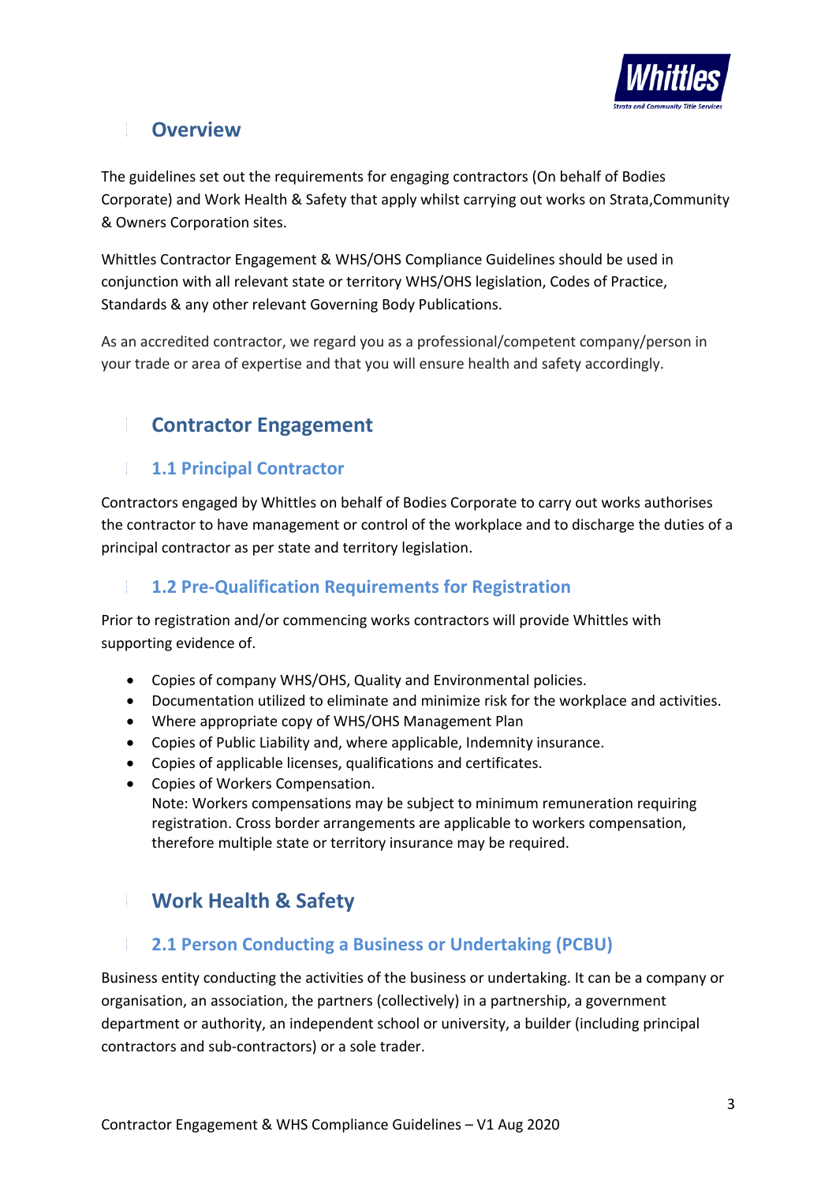# Overview

The guidelines set out the requirements for engaging contractors (On behalf of Bodies Corporate) and Work Health & Safety that apply whilst carrying out works on Strata,Community & Owners Corporation sites.

Whittles Contractor Engagement & WHS/OHS Compliance Guidelines should be used in conjunction with all relevant state or territory WHS/OHS legislation, Codes of Practice, Standards & any other relevant Governing Body Publications.

As an accredited contractor, we regard you as a professional/competent company/person in your trade or area of expertise and that you will ensure health and safety accordingly.

# Contractor Engagement

## 1.1 Principal Contractor

Contractors engaged by Whittles on behalf of Bodies Corporate to carry out works authorises the contractor to have management or control of the workplace and to discharge the duties of a principal contractor as per state and territory legislation.

## 1.2 Pre-Qualification Requirements for Registration

Prior to registration and/or commencing works contractors will provide Whittles with supporting evidence of.

- Copies of company WHS/OHS, Quality and Environmental policies.
- Documentation utilized to eliminate and minimize risk for the workplace and activities.
- Where appropriate copy of WHS/OHS Management Plan
- Copies of Public Liability and, where applicable, Indemnity insurance.
- Copies of applicable licenses, qualifications and certificates.
- Copies of Workers Compensation.
  Note: Workers compensations may be subject to minimum remuneration requiring registration. Cross border arrangements are applicable to workers compensation, therefore multiple state or territory insurance may be required.

# Work Health & Safety

## 2.1 Person Conducting a Business or Undertaking (PCBU)

Business entity conducting the activities of the business or undertaking. It can be a company or organisation, an association, the partners (collectively) in a partnership, a government department or authority, an independent school or university, a builder (including principal contractors and sub-contractors) or a sole trader.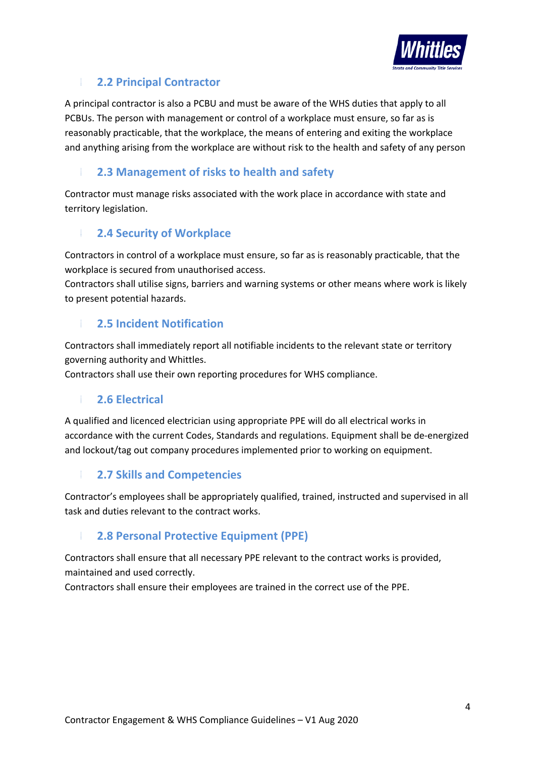## 2.2 Principal Contractor

A principal contractor is also a PCBU and must be aware of the WHS duties that apply to all PCBUs. The person with management or control of a workplace must ensure, so far as is reasonably practicable, that the workplace, the means of entering and exiting the workplace and anything arising from the workplace are without risk to the health and safety of any person

## 2.3 Management of risks to health and safety

Contractor must manage risks associated with the work place in accordance with state and territory legislation.

## 2.4 Security of Workplace

Contractors in control of a workplace must ensure, so far as is reasonably practicable, that the workplace is secured from unauthorised access.
Contractors shall utilise signs, barriers and warning systems or other means where work is likely to present potential hazards.

## 2.5 Incident Notification

Contractors shall immediately report all notifiable incidents to the relevant state or territory governing authority and Whittles.
Contractors shall use their own reporting procedures for WHS compliance.

## 2.6 Electrical

A qualified and licenced electrician using appropriate PPE will do all electrical works in accordance with the current Codes, Standards and regulations. Equipment shall be de-energized and lockout/tag out company procedures implemented prior to working on equipment.

## 2.7 Skills and Competencies

Contractor's employees shall be appropriately qualified, trained, instructed and supervised in all task and duties relevant to the contract works.

## 2.8 Personal Protective Equipment (PPE)

Contractors shall ensure that all necessary PPE relevant to the contract works is provided, maintained and used correctly.
Contractors shall ensure their employees are trained in the correct use of the PPE.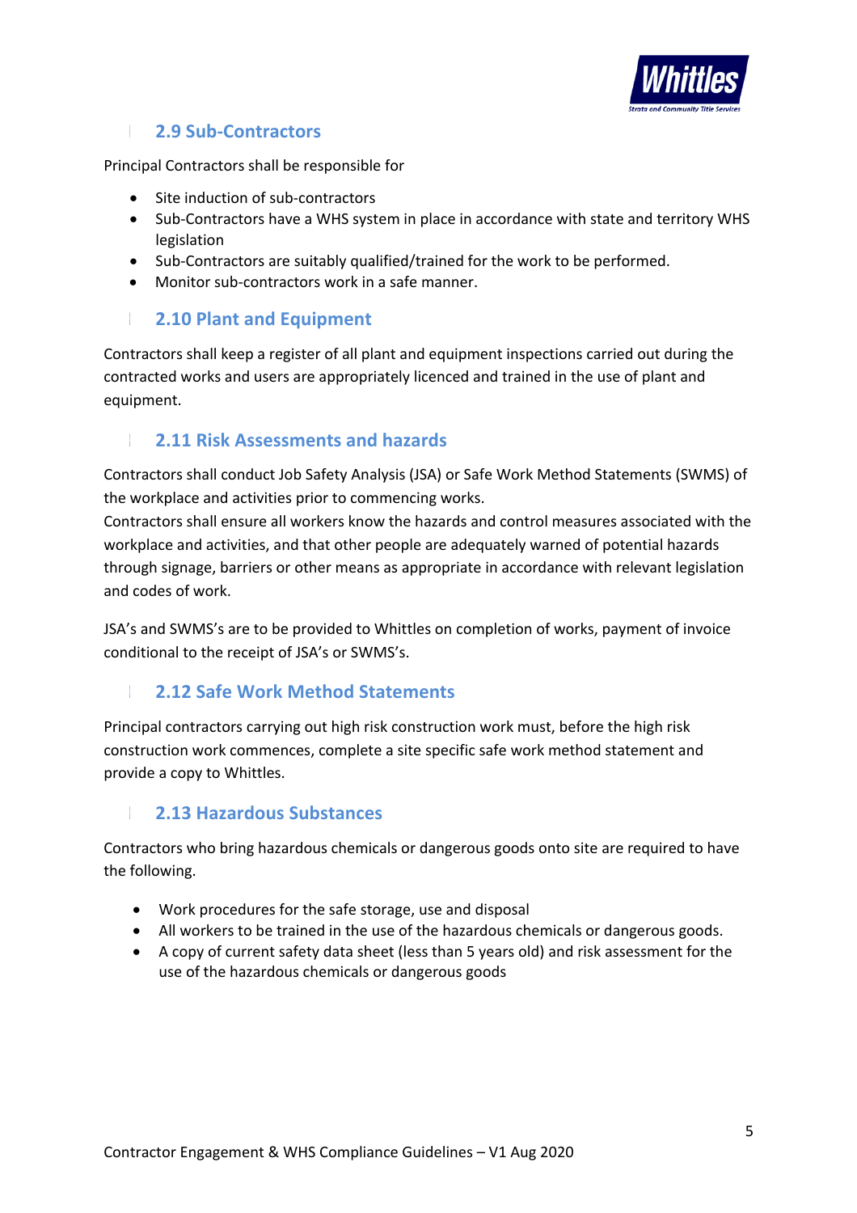## 2.9 Sub-Contractors

Principal Contractors shall be responsible for

- Site induction of sub-contractors
- Sub-Contractors have a WHS system in place in accordance with state and territory WHS legislation
- Sub-Contractors are suitably qualified/trained for the work to be performed.
- Monitor sub-contractors work in a safe manner.

## 2.10 Plant and Equipment

Contractors shall keep a register of all plant and equipment inspections carried out during the contracted works and users are appropriately licenced and trained in the use of plant and equipment.

## 2.11 Risk Assessments and hazards

Contractors shall conduct Job Safety Analysis (JSA) or Safe Work Method Statements (SWMS) of the workplace and activities prior to commencing works.
Contractors shall ensure all workers know the hazards and control measures associated with the workplace and activities, and that other people are adequately warned of potential hazards through signage, barriers or other means as appropriate in accordance with relevant legislation and codes of work.

JSA's and SWMS's are to be provided to Whittles on completion of works, payment of invoice conditional to the receipt of JSA's or SWMS's.

## 2.12 Safe Work Method Statements

Principal contractors carrying out high risk construction work must, before the high risk construction work commences, complete a site specific safe work method statement and provide a copy to Whittles.

## 2.13 Hazardous Substances

Contractors who bring hazardous chemicals or dangerous goods onto site are required to have the following.

- Work procedures for the safe storage, use and disposal
- All workers to be trained in the use of the hazardous chemicals or dangerous goods.
- A copy of current safety data sheet (less than 5 years old) and risk assessment for the use of the hazardous chemicals or dangerous goods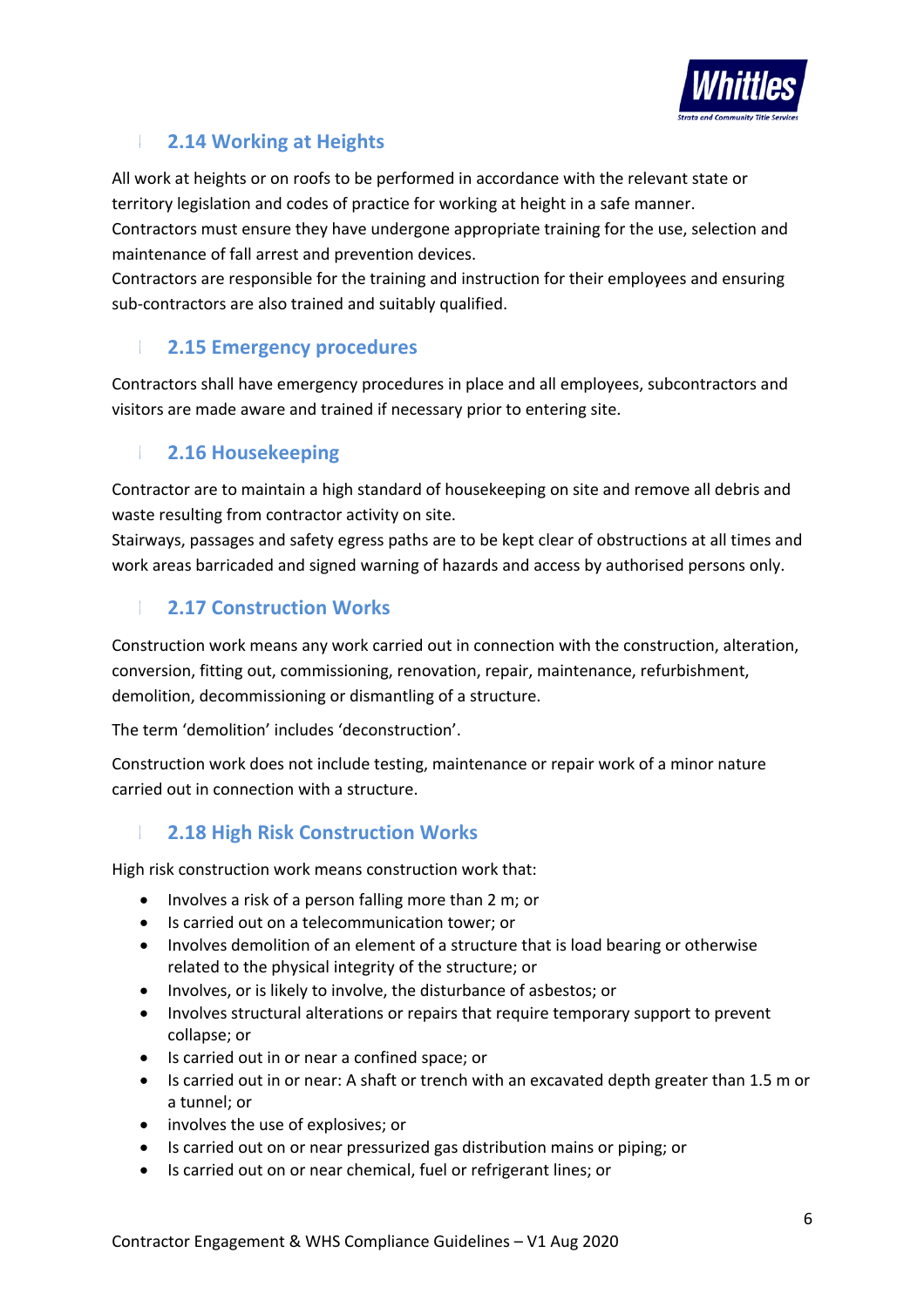## 2.14 Working at Heights

All work at heights or on roofs to be performed in accordance with the relevant state or territory legislation and codes of practice for working at height in a safe manner.
Contractors must ensure they have undergone appropriate training for the use, selection and maintenance of fall arrest and prevention devices.
Contractors are responsible for the training and instruction for their employees and ensuring sub-contractors are also trained and suitably qualified.

## 2.15 Emergency procedures

Contractors shall have emergency procedures in place and all employees, subcontractors and visitors are made aware and trained if necessary prior to entering site.

## 2.16 Housekeeping

Contractor are to maintain a high standard of housekeeping on site and remove all debris and waste resulting from contractor activity on site.
Stairways, passages and safety egress paths are to be kept clear of obstructions at all times and work areas barricaded and signed warning of hazards and access by authorised persons only.

## 2.17 Construction Works

Construction work means any work carried out in connection with the construction, alteration, conversion, fitting out, commissioning, renovation, repair, maintenance, refurbishment, demolition, decommissioning or dismantling of a structure.

The term 'demolition' includes 'deconstruction'.

Construction work does not include testing, maintenance or repair work of a minor nature carried out in connection with a structure.

## 2.18 High Risk Construction Works

High risk construction work means construction work that:

- Involves a risk of a person falling more than 2 m; or
- Is carried out on a telecommunication tower; or
- Involves demolition of an element of a structure that is load bearing or otherwise related to the physical integrity of the structure; or
- Involves, or is likely to involve, the disturbance of asbestos; or
- Involves structural alterations or repairs that require temporary support to prevent collapse; or
- Is carried out in or near a confined space; or
- Is carried out in or near: A shaft or trench with an excavated depth greater than 1.5 m or a tunnel; or
- involves the use of explosives; or
- Is carried out on or near pressurized gas distribution mains or piping; or
- Is carried out on or near chemical, fuel or refrigerant lines; or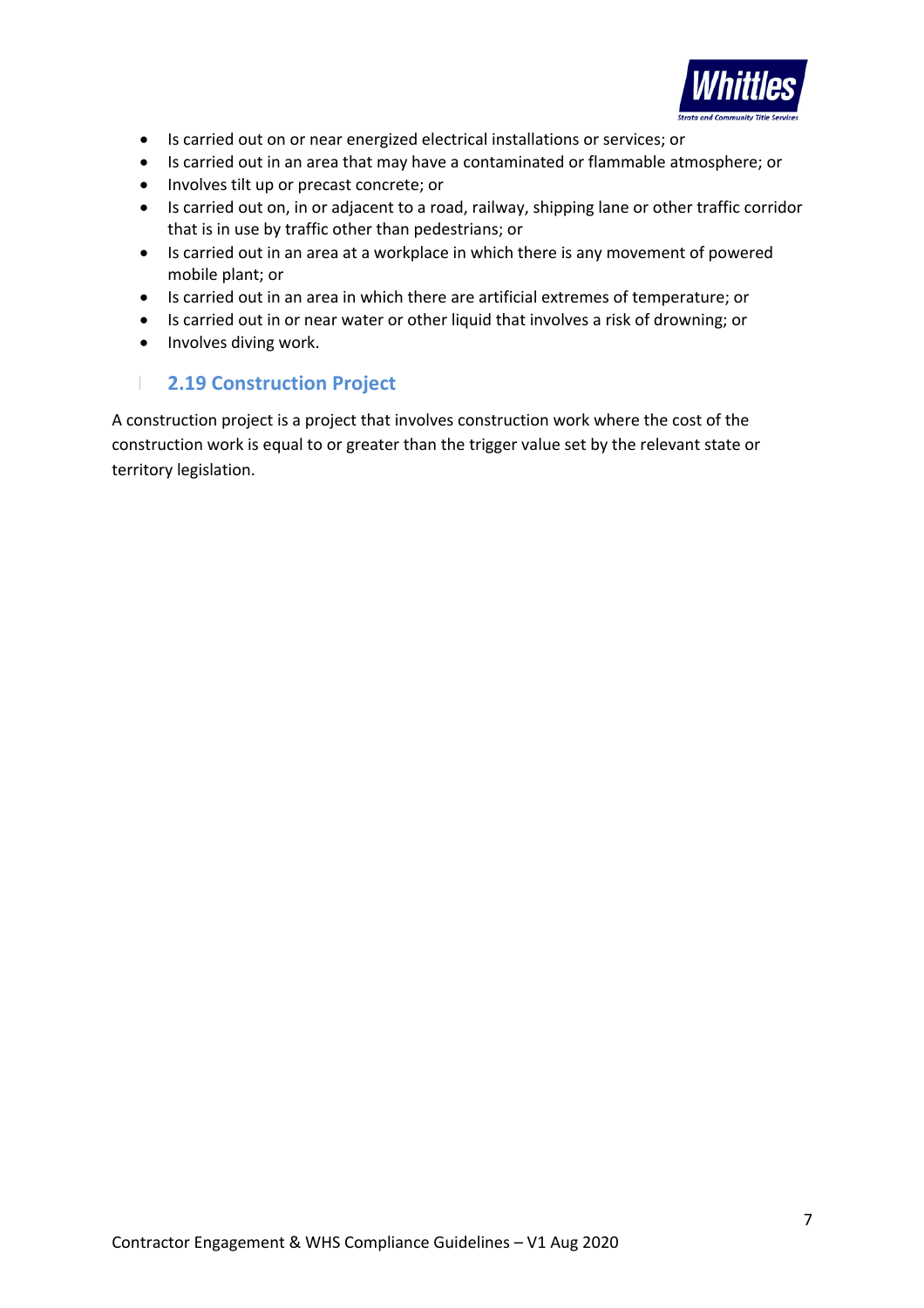- Is carried out on or near energized electrical installations or services; or
- Is carried out in an area that may have a contaminated or flammable atmosphere; or
- Involves tilt up or precast concrete; or
- Is carried out on, in or adjacent to a road, railway, shipping lane or other traffic corridor that is in use by traffic other than pedestrians; or
- Is carried out in an area at a workplace in which there is any movement of powered mobile plant; or
- Is carried out in an area in which there are artificial extremes of temperature; or
- Is carried out in or near water or other liquid that involves a risk of drowning; or
- Involves diving work.

## 2.19 Construction Project

A construction project is a project that involves construction work where the cost of the construction work is equal to or greater than the trigger value set by the relevant state or territory legislation.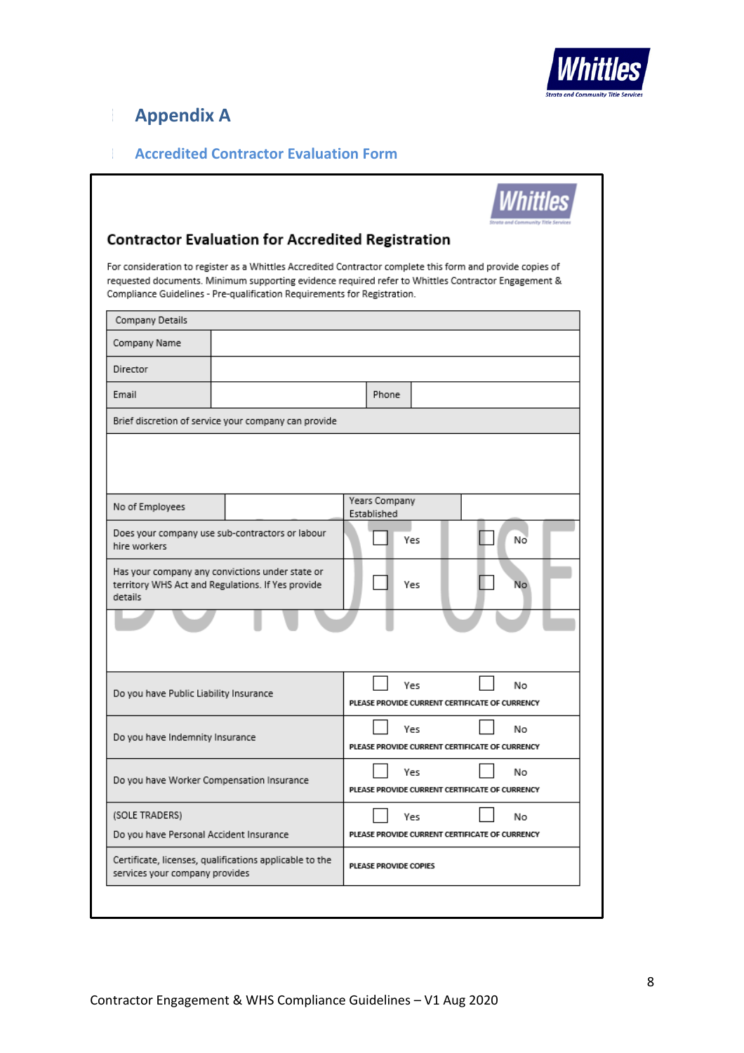## Appendix A

### Accredited Contractor Evaluation Form

**Contractor Evaluation for Accredited Registration**

For consideration to register as a Whittles Accredited Contractor complete this form and provide copies of requested documents. Minimum supporting evidence required refer to Whittles Contractor Engagement & Compliance Guidelines - Pre-qualification Requirements for Registration.

| Company Details | | | |
|---|---|---|---|
| Company Name | | | |
| Director | | | |
| Email | | Phone | |
| Brief discretion of service your company can provide | | | |
| | | | |
| No of Employees | | Years Company Established | |
| Does your company use sub-contractors or labour hire workers | ☐ Yes ☐ No | | |
| Has your company any convictions under state or territory WHS Act and Regulations. If Yes provide details | ☐ Yes ☐ No | | |
| | | | |
| Do you have Public Liability Insurance | ☐ Yes ☐ No<br>PLEASE PROVIDE CURRENT CERTIFICATE OF CURRENCY | | |
| Do you have Indemnity Insurance | ☐ Yes ☐ No<br>PLEASE PROVIDE CURRENT CERTIFICATE OF CURRENCY | | |
| Do you have Worker Compensation Insurance | ☐ Yes ☐ No<br>PLEASE PROVIDE CURRENT CERTIFICATE OF CURRENCY | | |
| (SOLE TRADERS)<br>Do you have Personal Accident Insurance | ☐ Yes ☐ No<br>PLEASE PROVIDE CURRENT CERTIFICATE OF CURRENCY | | |
| Certificate, licenses, qualifications applicable to the services your company provides | PLEASE PROVIDE COPIES | | |

DO NOT USE

Contractor Engagement & WHS Compliance Guidelines – V1 Aug 2020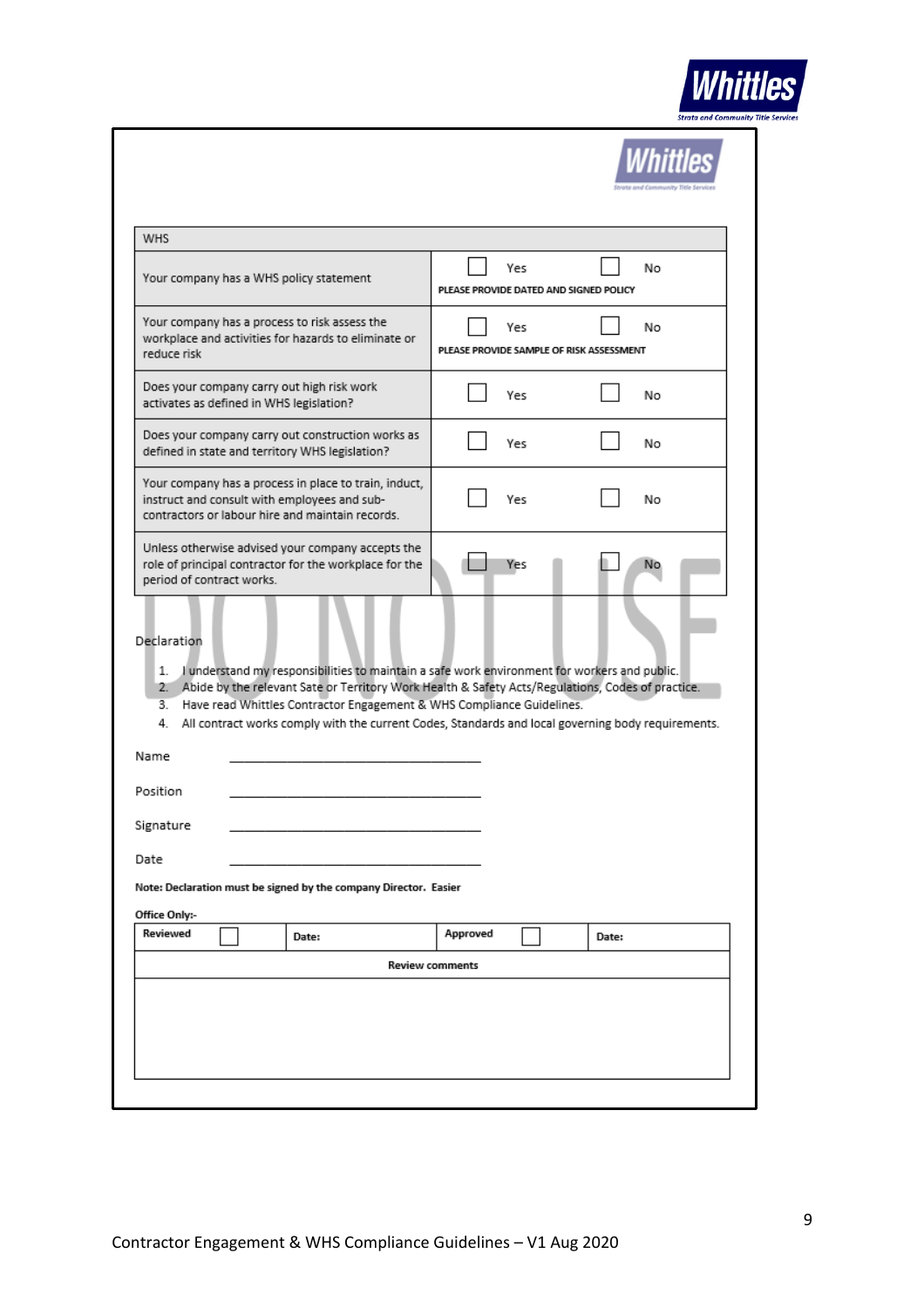| WHS | |
|---|---|
| Your company has a WHS policy statement | ☐ Yes ☐ No<br>PLEASE PROVIDE DATED AND SIGNED POLICY |
| Your company has a process to risk assess the workplace and activities for hazards to eliminate or reduce risk | ☐ Yes ☐ No<br>PLEASE PROVIDE SAMPLE OF RISK ASSESSMENT |
| Does your company carry out high risk work activates as defined in WHS legislation? | ☐ Yes ☐ No |
| Does your company carry out construction works as defined in state and territory WHS legislation? | ☐ Yes ☐ No |
| Your company has a process in place to train, induct, instruct and consult with employees and sub-contractors or labour hire and maintain records. | ☐ Yes ☐ No |
| Unless otherwise advised your company accepts the role of principal contractor for the workplace for the period of contract works. | ☐ Yes ☐ No |

DO NOT USE

Declaration

1. I understand my responsibilities to maintain a safe work environment for workers and public.
2. Abide by the relevant Sate or Territory Work Health & Safety Acts/Regulations, Codes of practice.
3. Have read Whittles Contractor Engagement & WHS Compliance Guidelines.
4. All contract works comply with the current Codes, Standards and local governing body requirements.

Name ______________________________

Position ______________________________

Signature ______________________________

Date ______________________________

**Note: Declaration must be signed by the company Director. Easier**

**Office Only:-**

| Reviewed ☐ | Date: | Approved ☐ | Date: |
|---|---|---|---|
| Review comments | | | |
| | | | |

Contractor Engagement & WHS Compliance Guidelines – V1 Aug 2020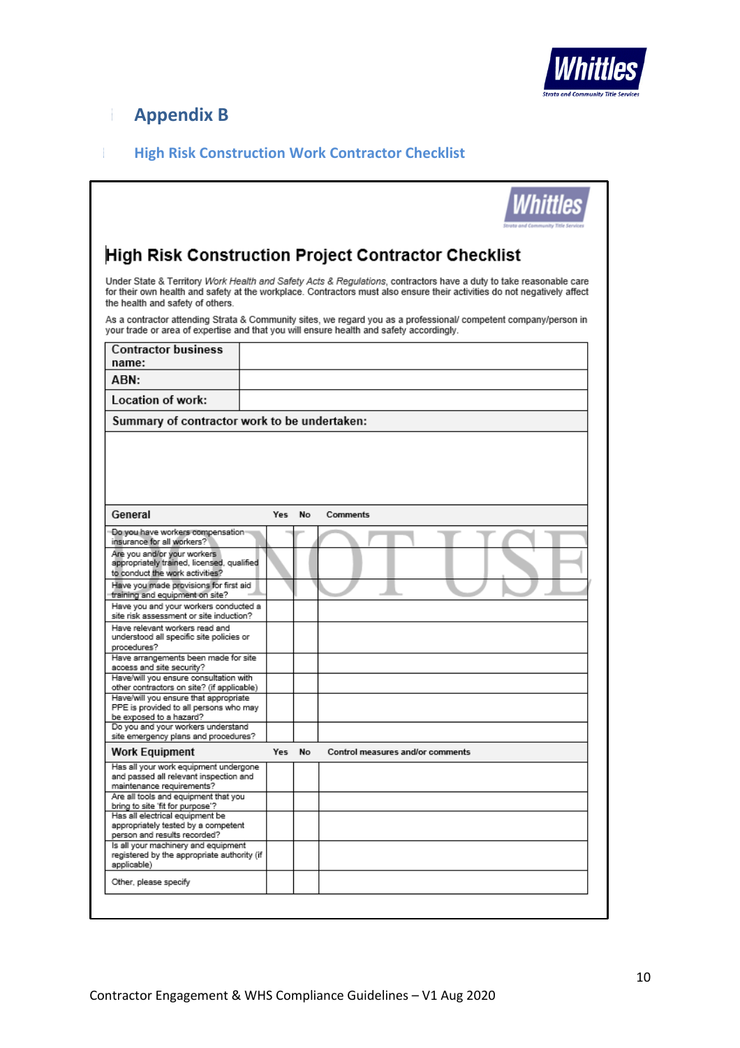# Appendix B

## High Risk Construction Work Contractor Checklist

### High Risk Construction Project Contractor Checklist

Under State & Territory *Work Health and Safety Acts & Regulations*, contractors have a duty to take reasonable care for their own health and safety at the workplace. Contractors must also ensure their activities do not negatively affect the health and safety of others.

As a contractor attending Strata & Community sites, we regard you as a professional/ competent company/person in your trade or area of expertise and that you will ensure health and safety accordingly.

| **Contractor business name:** | |
|---|---|
| **ABN:** | |
| **Location of work:** | |

| **Summary of contractor work to be undertaken:** |
|---|
| |

| **General** | **Yes** | **No** | **Comments** |
|---|---|---|---|
| Do you have workers compensation insurance for all workers? | | | |
| Are you and/or your workers appropriately trained, licensed, qualified to conduct the work activities? | | | |
| Have you made provisions for first aid training and equipment on site? | | | |
| Have you and your workers conducted a site risk assessment or site induction? | | | |
| Have relevant workers read and understood all specific site policies or procedures? | | | |
| Have arrangements been made for site access and site security? | | | |
| Have/will you ensure consultation with other contractors on site? (if applicable) | | | |
| Have/will you ensure that appropriate PPE is provided to all persons who may be exposed to a hazard? | | | |
| Do you and your workers understand site emergency plans and procedures? | | | |

| **Work Equipment** | **Yes** | **No** | **Control measures and/or comments** |
|---|---|---|---|
| Has all your work equipment undergone and passed all relevant inspection and maintenance requirements? | | | |
| Are all tools and equipment that you bring to site 'fit for purpose'? | | | |
| Has all electrical equipment be appropriately tested by a competent person and results recorded? | | | |
| Is all your machinery and equipment registered by the appropriate authority (if applicable) | | | |
| Other, please specify | | | |

DO NOT USE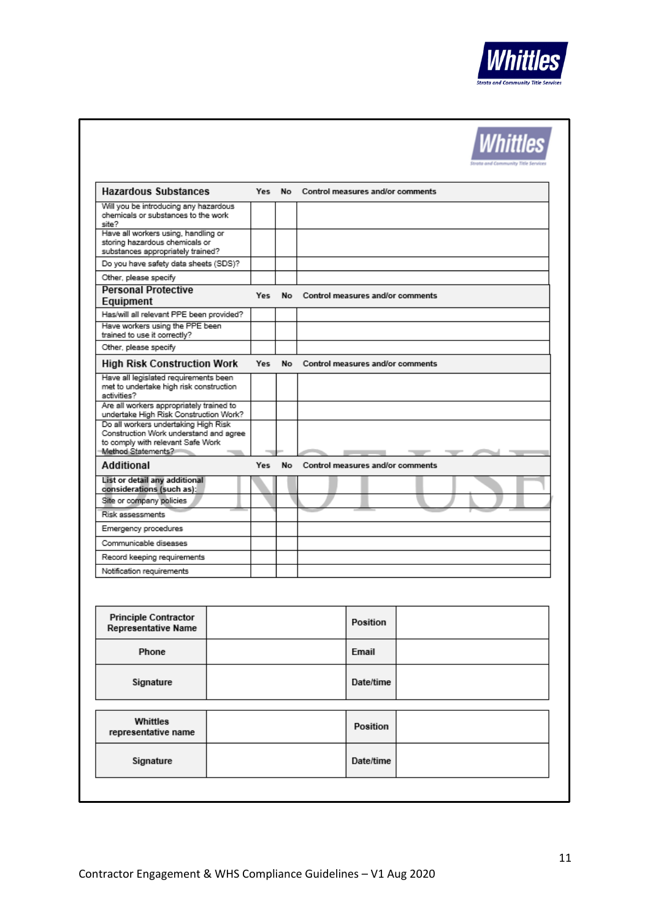| Hazardous Substances | Yes | No | Control measures and/or comments |
|---|---|---|---|
| Will you be introducing any hazardous chemicals or substances to the work site? | | | |
| Have all workers using, handling or storing hazardous chemicals or substances appropriately trained? | | | |
| Do you have safety data sheets (SDS)? | | | |
| Other, please specify | | | |
| **Personal Protective Equipment** | **Yes** | **No** | **Control measures and/or comments** |
| Has/will all relevant PPE been provided? | | | |
| Have workers using the PPE been trained to use it correctly? | | | |
| Other, please specify | | | |
| **High Risk Construction Work** | **Yes** | **No** | **Control measures and/or comments** |
| Have all legislated requirements been met to undertake high risk construction activities? | | | |
| Are all workers appropriately trained to undertake High Risk Construction Work? | | | |
| Do all workers undertaking High Risk Construction Work understand and agree to comply with relevant Safe Work Method Statements? | | | |
| **Additional** | **Yes** | **No** | **Control measures and/or comments** |
| List or detail any additional considerations (such as): | | | |
| Site or company policies | | | |
| Risk assessments | | | |
| Emergency procedures | | | |
| Communicable diseases | | | |
| Record keeping requirements | | | |
| Notification requirements | | | |

DO NOT USE

| Principle Contractor Representative Name | | Position | |
|---|---|---|---|
| Phone | | Email | |
| Signature | | Date/time | |

| Whittles representative name | | Position | |
|---|---|---|---|
| Signature | | Date/time | |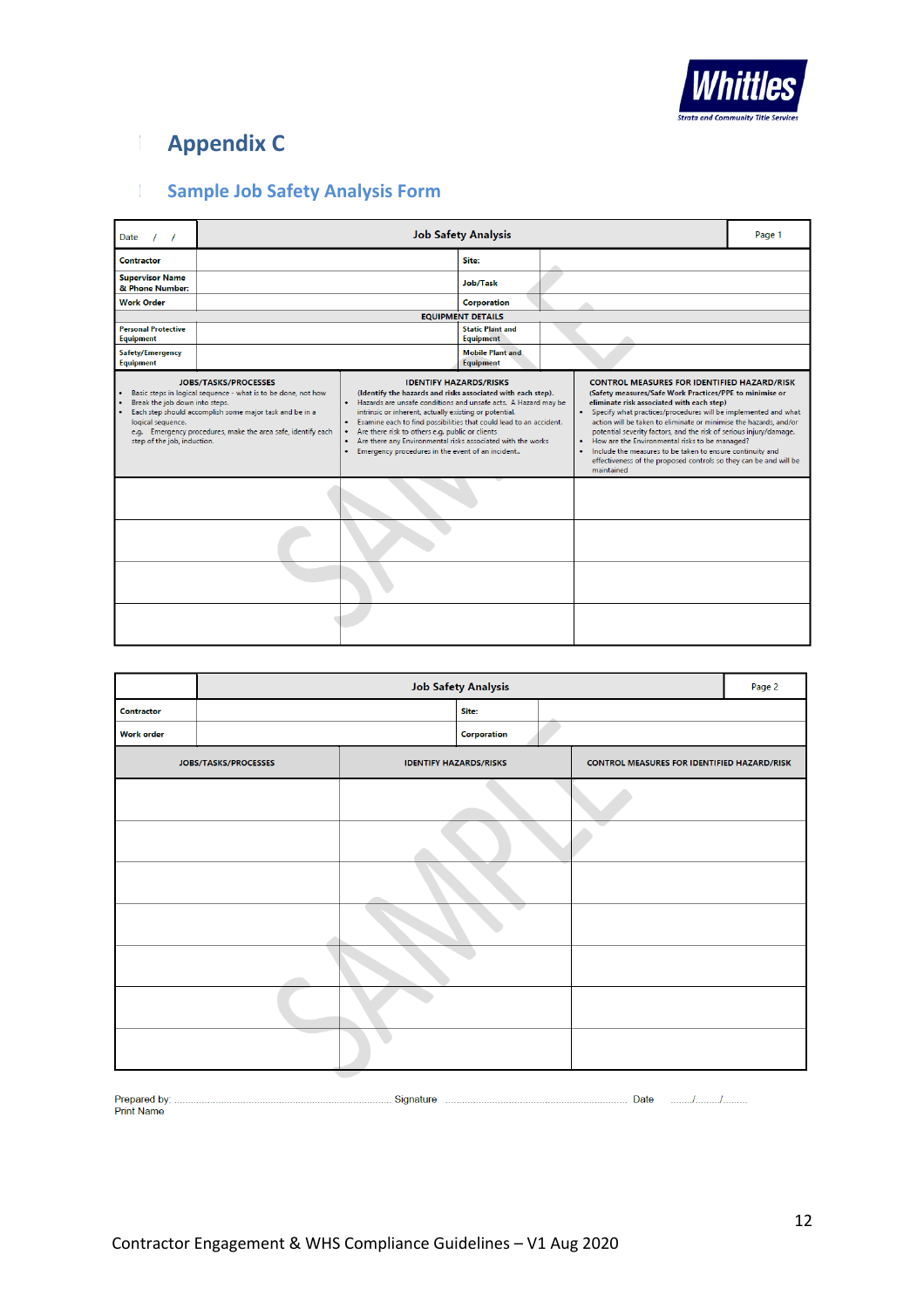# Appendix C

## Sample Job Safety Analysis Form

| Date / / | Job Safety Analysis | | | Page 1 |
|---|---|---|---|---|
| **Contractor** | | **Site:** | | |
| **Supervisor Name & Phone Number:** | | **Job/Task** | | |
| **Work Order** | | **Corporation** | | |
| **EQUIPMENT DETAILS** | | | | |
| **Personal Protective Equipment** | | **Static Plant and Equipment** | | |
| **Safety/Emergency Equipment** | | **Mobile Plant and Equipment** | | |

| JOBS/TASKS/PROCESSES | IDENTIFY HAZARDS/RISKS | CONTROL MEASURES FOR IDENTIFIED HAZARD/RISK |
|---|---|---|
| • Basic steps in logical sequence - what is to be done, not how<br>• Break the job down into steps.<br>• Each step should accomplish some major task and be in a logical sequence.<br>e.g. Emergency procedures, make the area safe, identify each step of the job, induction. | **(Identify the hazards and risks associated with each step).**<br>• Hazards are unsafe conditions and unsafe acts. A Hazard may be intrinsic or inherent, actually existing or potential.<br>• Examine each to find possibilities that could lead to an accident.<br>• Are there risk to others e.g. public or clients<br>• Are there any Environmental risks associated with the works<br>• Emergency procedures in the event of an incident. | **(Safety measures/Safe Work Practices/PPE to minimise or eliminate risk associated with each step)**<br>• Specify what practices/procedures will be implemented and what action will be taken to eliminate or minimise the hazards, and/or potential severity factors, and the risk of serious injury/damage.<br>• How are the Environmental risks to be managed?<br>• Include the measures to be taken to ensure continuity and effectiveness of the proposed controls so they can be and will be maintained |
| | | |
| | | |
| | | |
| | | |

| | Job Safety Analysis | | | Page 2 |
|---|---|---|---|---|
| **Contractor** | | **Site:** | | |
| **Work order** | | **Corporation** | | |

| JOBS/TASKS/PROCESSES | IDENTIFY HAZARDS/RISKS | CONTROL MEASURES FOR IDENTIFIED HAZARD/RISK |
|---|---|---|
| | | |
| | | |
| | | |
| | | |
| | | |
| | | |
| | | |

Prepared by: ............................................................ Signature ............................................................ Date ......../......../........
Print Name

Contractor Engagement & WHS Compliance Guidelines – V1 Aug 2020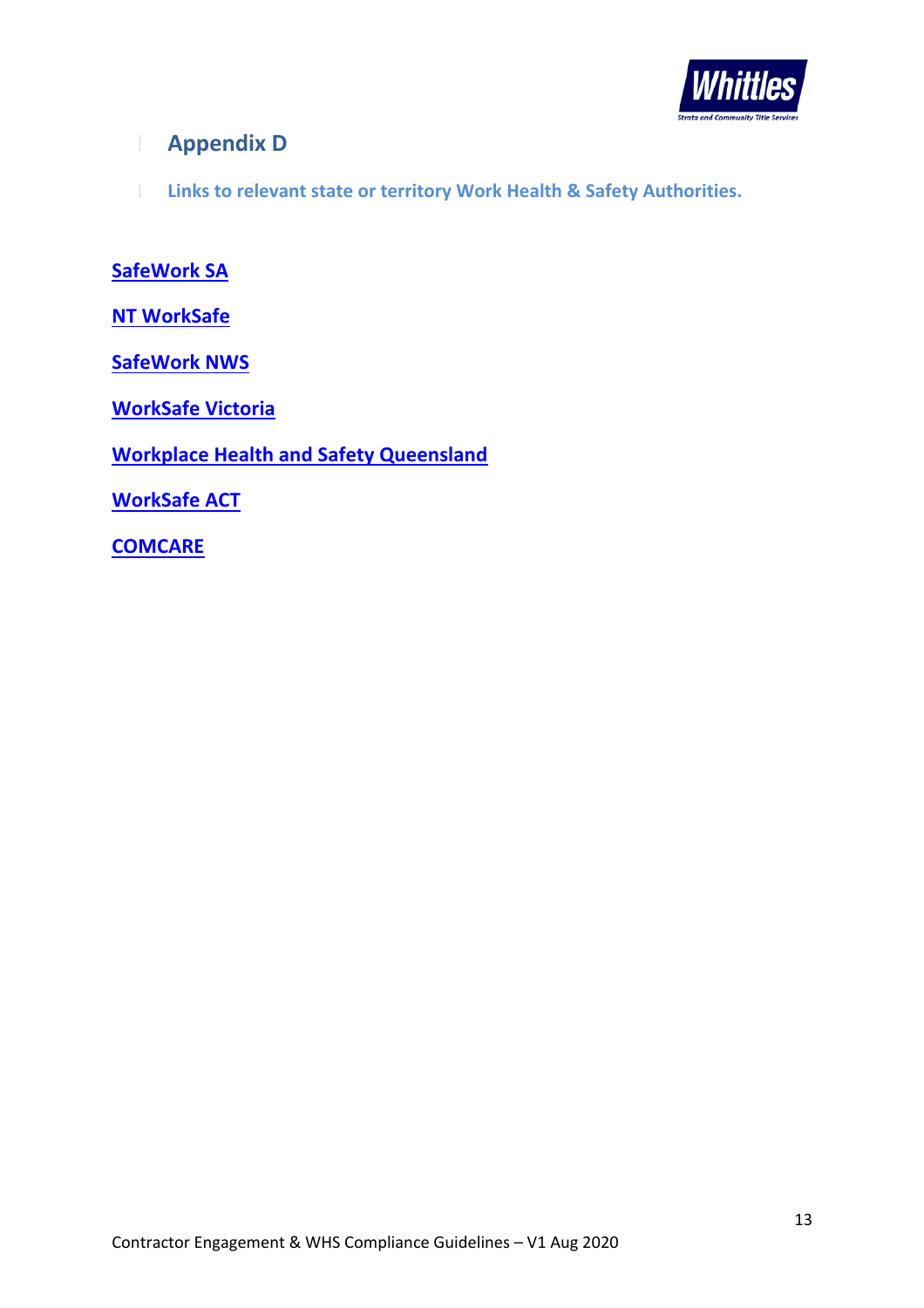# Appendix D

## Links to relevant state or territory Work Health & Safety Authorities.

SafeWork SA

NT WorkSafe

SafeWork NWS

WorkSafe Victoria

Workplace Health and Safety Queensland

WorkSafe ACT

COMCARE